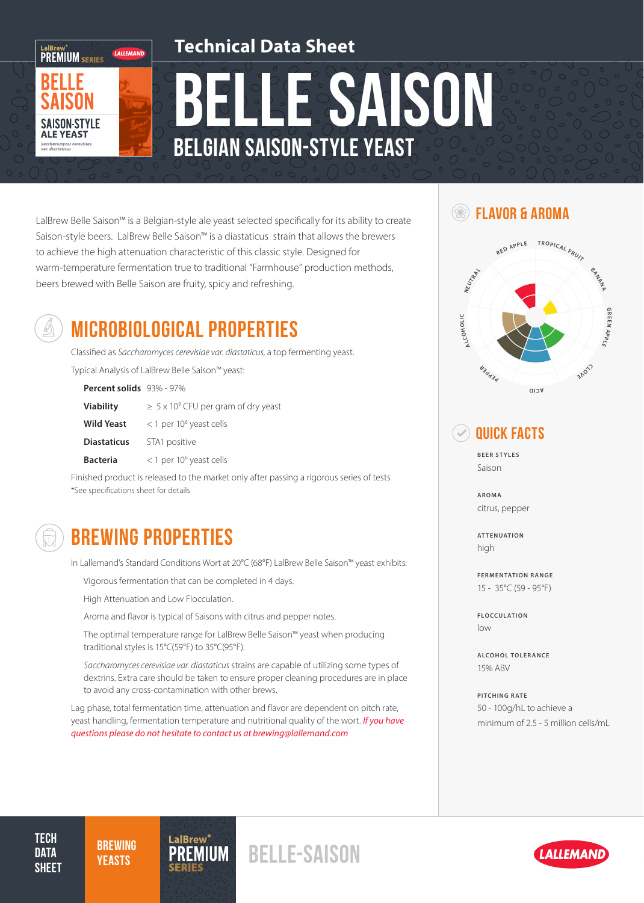# Technical Data Sheet

# BELLE SAISON

## BELGIAN SAISON-STYLE YEAST

LalBrew Belle Saison™ is a Belgian-style ale yeast selected specifically for its ability to create Saison-style beers. LalBrew Belle Saison™ is a diastaticus strain that allows the brewers to achieve the high attenuation characteristic of this classic style. Designed for warm-temperature fermentation true to traditional "Farmhouse" production methods, beers brewed with Belle Saison are fruity, spicy and refreshing.

## MICROBIOLOGICAL PROPERTIES

Classified as *Saccharomyces cerevisiae var. diastaticus*, a top fermenting yeast.

Typical Analysis of LalBrew Belle Saison™ yeast:

| | |
|---|---|
| **Percent solids** | 93% - 97% |
| **Viability** | ≥ 5 x $10^9$ CFU per gram of dry yeast |
| **Wild Yeast** | < 1 per $10^6$ yeast cells |
| **Diastaticus** | STA1 positive |
| **Bacteria** | < 1 per $10^6$ yeast cells |

Finished product is released to the market only after passing a rigorous series of tests

*See specifications sheet for details

## BREWING PROPERTIES

In Lallemand's Standard Conditions Wort at 20°C (68°F) LalBrew Belle Saison™ yeast exhibits:

Vigorous fermentation that can be completed in 4 days.

High Attenuation and Low Flocculation.

Aroma and flavor is typical of Saisons with citrus and pepper notes.

The optimal temperature range for LalBrew Belle Saison™ yeast when producing traditional styles is 15°C(59°F) to 35°C(95°F).

*Saccharomyces cerevisiae var. diastaticus* strains are capable of utilizing some types of dextrins. Extra care should be taken to ensure proper cleaning procedures are in place to avoid any cross-contamination with other brews.

Lag phase, total fermentation time, attenuation and flavor are dependent on pitch rate, yeast handling, fermentation temperature and nutritional quality of the wort. *If you have questions please do not hesitate to contact us at brewing@lallemand.com*

## FLAVOR & AROMA

RED APPLE, TROPICAL FRUIT, BANANA, GREEN APPLE, CLOVE, ACID, PEPPER, ALCOHOLIC, NEUTRAL

## QUICK FACTS

**BEER STYLES**
Saison

**AROMA**
citrus, pepper

**ATTENUATION**
high

**FERMENTATION RANGE**
15 - 35°C (59 - 95°F)

**FLOCCULATION**
low

**ALCOHOL TOLERANCE**
15% ABV

**PITCHING RATE**
50 - 100g/hL to achieve a minimum of 2.5 - 5 million cells/mL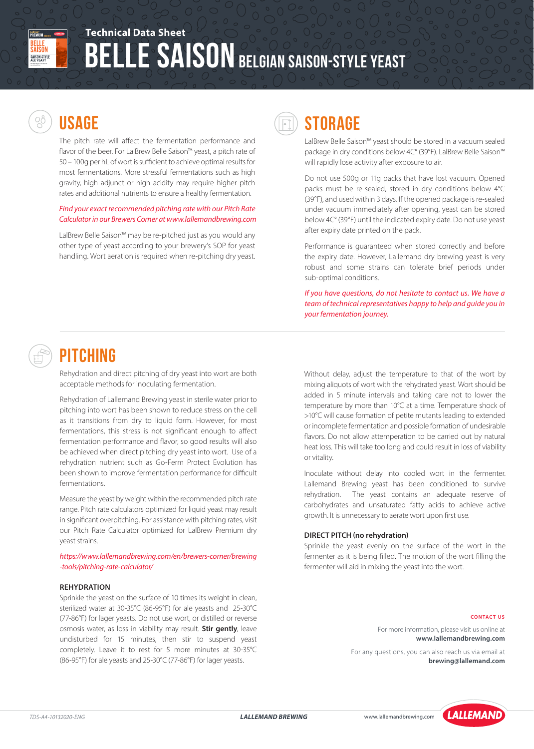Technical Data Sheet

# BELLE SAISON BELGIAN SAISON-STYLE YEAST

## USAGE

The pitch rate will affect the fermentation performance and flavor of the beer. For LalBrew Belle Saison™ yeast, a pitch rate of 50 – 100g per hL of wort is sufficient to achieve optimal results for most fermentations. More stressful fermentations such as high gravity, high adjunct or high acidity may require higher pitch rates and additional nutrients to ensure a healthy fermentation.

*Find your exact recommended pitching rate with our Pitch Rate Calculator in our Brewers Corner at www.lallemandbrewing.com*

LalBrew Belle Saison™ may be re-pitched just as you would any other type of yeast according to your brewery's SOP for yeast handling. Wort aeration is required when re-pitching dry yeast.

## STORAGE

LalBrew Belle Saison™ yeast should be stored in a vacuum sealed package in dry conditions below 4C° (39°F). LalBrew Belle Saison™ will rapidly lose activity after exposure to air.

Do not use 500g or 11g packs that have lost vacuum. Opened packs must be re-sealed, stored in dry conditions below 4°C (39°F), and used within 3 days. If the opened package is re-sealed under vacuum immediately after opening, yeast can be stored below 4C° (39°F) until the indicated expiry date. Do not use yeast after expiry date printed on the pack.

Performance is guaranteed when stored correctly and before the expiry date. However, Lallemand dry brewing yeast is very robust and some strains can tolerate brief periods under sub-optimal conditions.

*If you have questions, do not hesitate to contact us. We have a team of technical representatives happy to help and guide you in your fermentation journey.*

## PITCHING

Rehydration and direct pitching of dry yeast into wort are both acceptable methods for inoculating fermentation.

Rehydration of Lallemand Brewing yeast in sterile water prior to pitching into wort has been shown to reduce stress on the cell as it transitions from dry to liquid form. However, for most fermentations, this stress is not significant enough to affect fermentation performance and flavor, so good results will also be achieved when direct pitching dry yeast into wort. Use of a rehydration nutrient such as Go-Ferm Protect Evolution has been shown to improve fermentation performance for difficult fermentations.

Measure the yeast by weight within the recommended pitch rate range. Pitch rate calculators optimized for liquid yeast may result in significant overpitching. For assistance with pitching rates, visit our Pitch Rate Calculator optimized for LalBrew Premium dry yeast strains.

*https://www.lallemandbrewing.com/en/brewers-corner/brewing-tools/pitching-rate-calculator/*

### REHYDRATION

Sprinkle the yeast on the surface of 10 times its weight in clean, sterilized water at 30-35°C (86-95°F) for ale yeasts and 25-30°C (77-86°F) for lager yeasts. Do not use wort, or distilled or reverse osmosis water, as loss in viability may result. **Stir gently**, leave undisturbed for 15 minutes, then stir to suspend yeast completely. Leave it to rest for 5 more minutes at 30-35°C (86-95°F) for ale yeasts and 25-30°C (77-86°F) for lager yeasts.

Without delay, adjust the temperature to that of the wort by mixing aliquots of wort with the rehydrated yeast. Wort should be added in 5 minute intervals and taking care not to lower the temperature by more than 10°C at a time. Temperature shock of >10°C will cause formation of petite mutants leading to extended or incomplete fermentation and possible formation of undesirable flavors. Do not allow attemperation to be carried out by natural heat loss. This will take too long and could result in loss of viability or vitality.

Inoculate without delay into cooled wort in the fermenter. Lallemand Brewing yeast has been conditioned to survive rehydration. The yeast contains an adequate reserve of carbohydrates and unsaturated fatty acids to achieve active growth. It is unnecessary to aerate wort upon first use.

### DIRECT PITCH (no rehydration)

Sprinkle the yeast evenly on the surface of the wort in the fermenter as it is being filled. The motion of the wort filling the fermenter will aid in mixing the yeast into the wort.

**CONTACT US**

For more information, please visit us online at
**www.lallemandbrewing.com**

For any questions, you can also reach us via email at
**brewing@lallemand.com**

TDS-A4-10132020-ENG